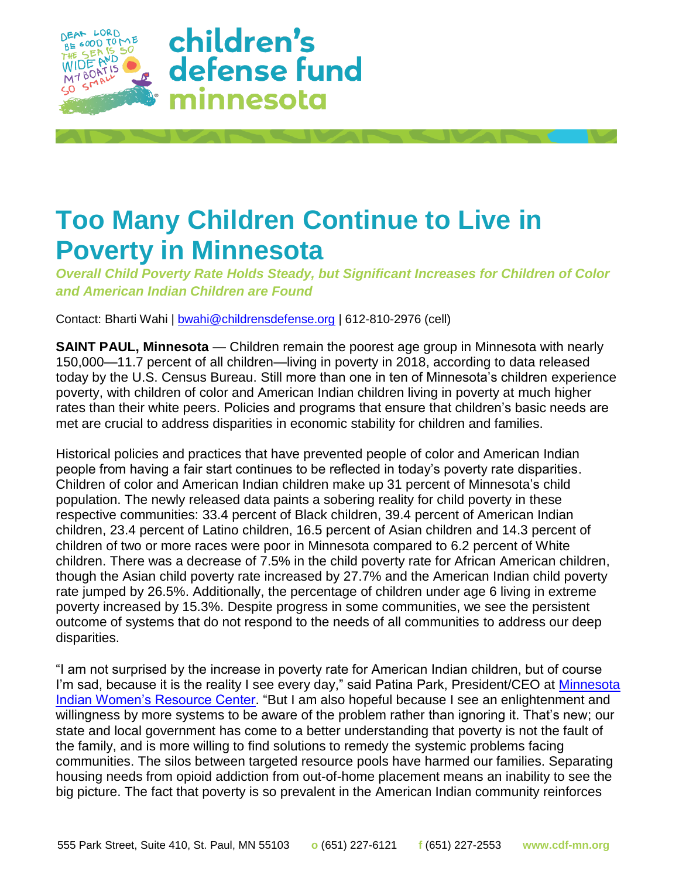# Too Many Children Continue to Live in Poverty in Minnesota

***Overall Child Poverty Rate Holds Steady, but Significant Increases for Children of Color and American Indian Children are Found***

Contact: Bharti Wahi | bwahi@childrensdefense.org | 612-810-2976 (cell)

**SAINT PAUL, Minnesota** — Children remain the poorest age group in Minnesota with nearly 150,000—11.7 percent of all children—living in poverty in 2018, according to data released today by the U.S. Census Bureau. Still more than one in ten of Minnesota's children experience poverty, with children of color and American Indian children living in poverty at much higher rates than their white peers. Policies and programs that ensure that children's basic needs are met are crucial to address disparities in economic stability for children and families.

Historical policies and practices that have prevented people of color and American Indian people from having a fair start continues to be reflected in today's poverty rate disparities. Children of color and American Indian children make up 31 percent of Minnesota's child population. The newly released data paints a sobering reality for child poverty in these respective communities: 33.4 percent of Black children, 39.4 percent of American Indian children, 23.4 percent of Latino children, 16.5 percent of Asian children and 14.3 percent of children of two or more races were poor in Minnesota compared to 6.2 percent of White children. There was a decrease of 7.5% in the child poverty rate for African American children, though the Asian child poverty rate increased by 27.7% and the American Indian child poverty rate jumped by 26.5%. Additionally, the percentage of children under age 6 living in extreme poverty increased by 15.3%. Despite progress in some communities, we see the persistent outcome of systems that do not respond to the needs of all communities to address our deep disparities.

"I am not surprised by the increase in poverty rate for American Indian children, but of course I'm sad, because it is the reality I see every day," said Patina Park, President/CEO at Minnesota Indian Women's Resource Center. "But I am also hopeful because I see an enlightenment and willingness by more systems to be aware of the problem rather than ignoring it. That's new; our state and local government has come to a better understanding that poverty is not the fault of the family, and is more willing to find solutions to remedy the systemic problems facing communities. The silos between targeted resource pools have harmed our families. Separating housing needs from opioid addiction from out-of-home placement means an inability to see the big picture. The fact that poverty is so prevalent in the American Indian community reinforces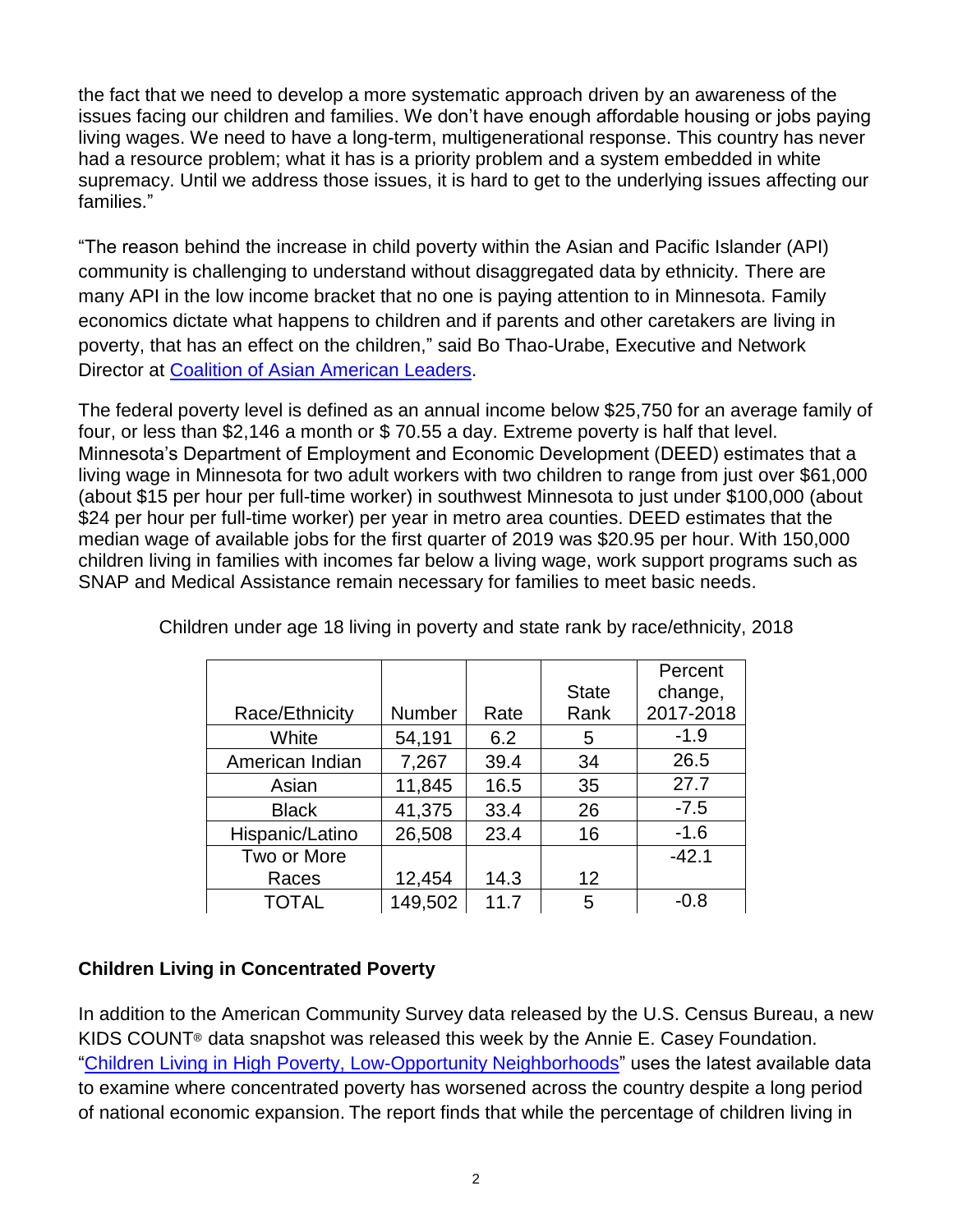the fact that we need to develop a more systematic approach driven by an awareness of the issues facing our children and families. We don't have enough affordable housing or jobs paying living wages. We need to have a long-term, multigenerational response. This country has never had a resource problem; what it has is a priority problem and a system embedded in white supremacy. Until we address those issues, it is hard to get to the underlying issues affecting our families."

"The reason behind the increase in child poverty within the Asian and Pacific Islander (API) community is challenging to understand without disaggregated data by ethnicity. There are many API in the low income bracket that no one is paying attention to in Minnesota. Family economics dictate what happens to children and if parents and other caretakers are living in poverty, that has an effect on the children," said Bo Thao-Urabe, Executive and Network Director at [Coalition of Asian American Leaders](#).

The federal poverty level is defined as an annual income below $25,750 for an average family of four, or less than $2,146 a month or $ 70.55 a day. Extreme poverty is half that level. Minnesota's Department of Employment and Economic Development (DEED) estimates that a living wage in Minnesota for two adult workers with two children to range from just over $61,000 (about $15 per hour per full-time worker) in southwest Minnesota to just under $100,000 (about $24 per hour per full-time worker) per year in metro area counties. DEED estimates that the median wage of available jobs for the first quarter of 2019 was $20.95 per hour. With 150,000 children living in families with incomes far below a living wage, work support programs such as SNAP and Medical Assistance remain necessary for families to meet basic needs.

Children under age 18 living in poverty and state rank by race/ethnicity, 2018

| Race/Ethnicity | Number | Rate | State Rank | Percent change, 2017-2018 |
|---|---|---|---|---|
| White | 54,191 | 6.2 | 5 | -1.9 |
| American Indian | 7,267 | 39.4 | 34 | 26.5 |
| Asian | 11,845 | 16.5 | 35 | 27.7 |
| Black | 41,375 | 33.4 | 26 | -7.5 |
| Hispanic/Latino | 26,508 | 23.4 | 16 | -1.6 |
| Two or More Races | 12,454 | 14.3 | 12 | -42.1 |
| TOTAL | 149,502 | 11.7 | 5 | -0.8 |

## Children Living in Concentrated Poverty

In addition to the American Community Survey data released by the U.S. Census Bureau, a new KIDS COUNT® data snapshot was released this week by the Annie E. Casey Foundation. "[Children Living in High Poverty, Low-Opportunity Neighborhoods](#)" uses the latest available data to examine where concentrated poverty has worsened across the country despite a long period of national economic expansion. The report finds that while the percentage of children living in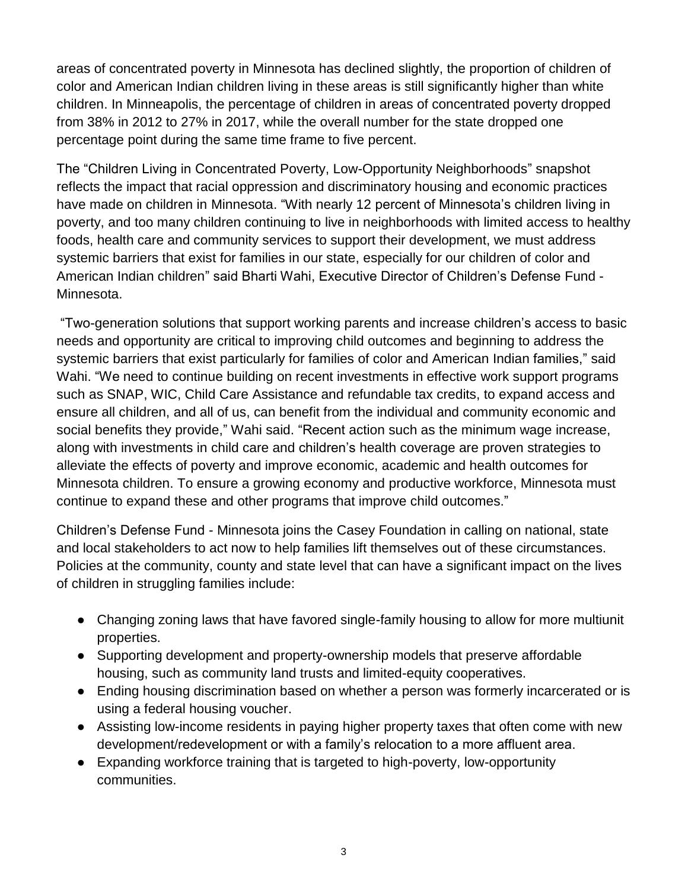areas of concentrated poverty in Minnesota has declined slightly, the proportion of children of color and American Indian children living in these areas is still significantly higher than white children. In Minneapolis, the percentage of children in areas of concentrated poverty dropped from 38% in 2012 to 27% in 2017, while the overall number for the state dropped one percentage point during the same time frame to five percent.

The "Children Living in Concentrated Poverty, Low-Opportunity Neighborhoods" snapshot reflects the impact that racial oppression and discriminatory housing and economic practices have made on children in Minnesota. "With nearly 12 percent of Minnesota's children living in poverty, and too many children continuing to live in neighborhoods with limited access to healthy foods, health care and community services to support their development, we must address systemic barriers that exist for families in our state, especially for our children of color and American Indian children" said Bharti Wahi, Executive Director of Children's Defense Fund - Minnesota.

"Two-generation solutions that support working parents and increase children's access to basic needs and opportunity are critical to improving child outcomes and beginning to address the systemic barriers that exist particularly for families of color and American Indian families," said Wahi. "We need to continue building on recent investments in effective work support programs such as SNAP, WIC, Child Care Assistance and refundable tax credits, to expand access and ensure all children, and all of us, can benefit from the individual and community economic and social benefits they provide," Wahi said. "Recent action such as the minimum wage increase, along with investments in child care and children's health coverage are proven strategies to alleviate the effects of poverty and improve economic, academic and health outcomes for Minnesota children. To ensure a growing economy and productive workforce, Minnesota must continue to expand these and other programs that improve child outcomes."

Children's Defense Fund - Minnesota joins the Casey Foundation in calling on national, state and local stakeholders to act now to help families lift themselves out of these circumstances. Policies at the community, county and state level that can have a significant impact on the lives of children in struggling families include:

- Changing zoning laws that have favored single-family housing to allow for more multiunit properties.
- Supporting development and property-ownership models that preserve affordable housing, such as community land trusts and limited-equity cooperatives.
- Ending housing discrimination based on whether a person was formerly incarcerated or is using a federal housing voucher.
- Assisting low-income residents in paying higher property taxes that often come with new development/redevelopment or with a family's relocation to a more affluent area.
- Expanding workforce training that is targeted to high-poverty, low-opportunity communities.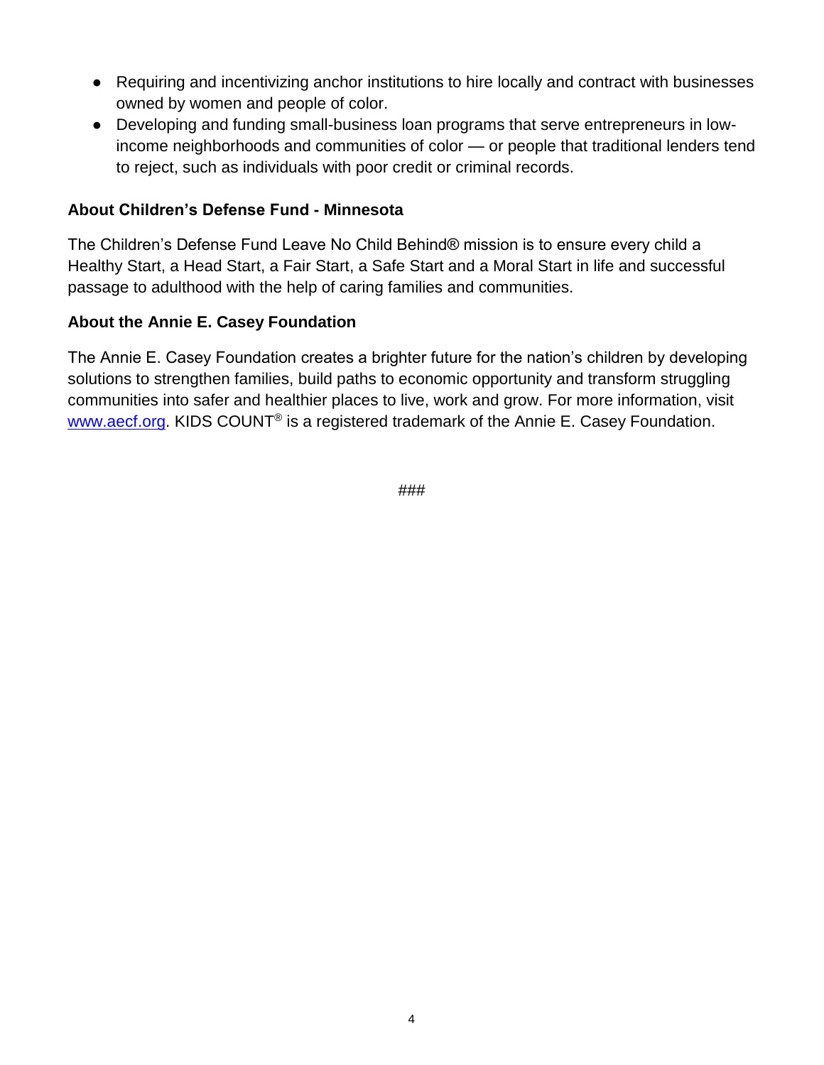- Requiring and incentivizing anchor institutions to hire locally and contract with businesses owned by women and people of color.
- Developing and funding small-business loan programs that serve entrepreneurs in low-income neighborhoods and communities of color — or people that traditional lenders tend to reject, such as individuals with poor credit or criminal records.

**About Children's Defense Fund - Minnesota**

The Children's Defense Fund Leave No Child Behind® mission is to ensure every child a Healthy Start, a Head Start, a Fair Start, a Safe Start and a Moral Start in life and successful passage to adulthood with the help of caring families and communities.

**About the Annie E. Casey Foundation**

The Annie E. Casey Foundation creates a brighter future for the nation's children by developing solutions to strengthen families, build paths to economic opportunity and transform struggling communities into safer and healthier places to live, work and grow. For more information, visit www.aecf.org. KIDS COUNT® is a registered trademark of the Annie E. Casey Foundation.

###